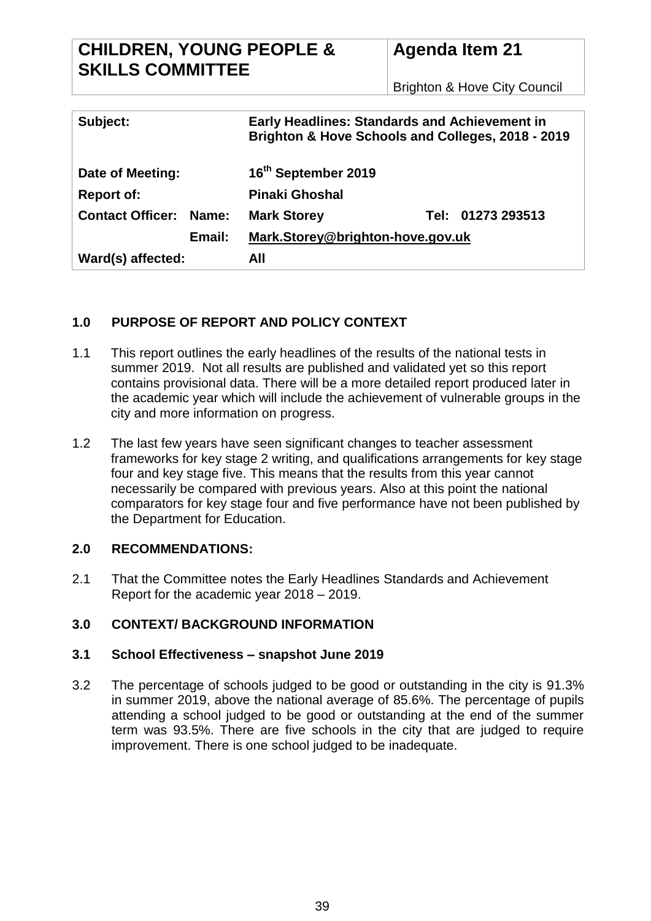| CHILDREN, YOUNG PEOPLE & SKILLS COMMITTEE | Agenda Item 21 |
| --- | --- |
| | Brighton & Hove City Council |

| | | | |
| --- | --- | --- | --- |
| **Subject:** | | **Early Headlines: Standards and Achievement in Brighton & Hove Schools and Colleges, 2018 - 2019** | |
| **Date of Meeting:** | | **16th September 2019** | |
| **Report of:** | | **Pinaki Ghoshal** | |
| **Contact Officer:** | **Name:** | **Mark Storey** | **Tel: 01273 293513** |
| | **Email:** | **Mark.Storey@brighton-hove.gov.uk** | |
| **Ward(s) affected:** | | **All** | |

## 1.0 PURPOSE OF REPORT AND POLICY CONTEXT

1.1 This report outlines the early headlines of the results of the national tests in summer 2019. Not all results are published and validated yet so this report contains provisional data. There will be a more detailed report produced later in the academic year which will include the achievement of vulnerable groups in the city and more information on progress.

1.2 The last few years have seen significant changes to teacher assessment frameworks for key stage 2 writing, and qualifications arrangements for key stage four and key stage five. This means that the results from this year cannot necessarily be compared with previous years. Also at this point the national comparators for key stage four and five performance have not been published by the Department for Education.

## 2.0 RECOMMENDATIONS:

2.1 That the Committee notes the Early Headlines Standards and Achievement Report for the academic year 2018 – 2019.

## 3.0 CONTEXT/ BACKGROUND INFORMATION

### 3.1 School Effectiveness – snapshot June 2019

3.2 The percentage of schools judged to be good or outstanding in the city is 91.3% in summer 2019, above the national average of 85.6%. The percentage of pupils attending a school judged to be good or outstanding at the end of the summer term was 93.5%. There are five schools in the city that are judged to require improvement. There is one school judged to be inadequate.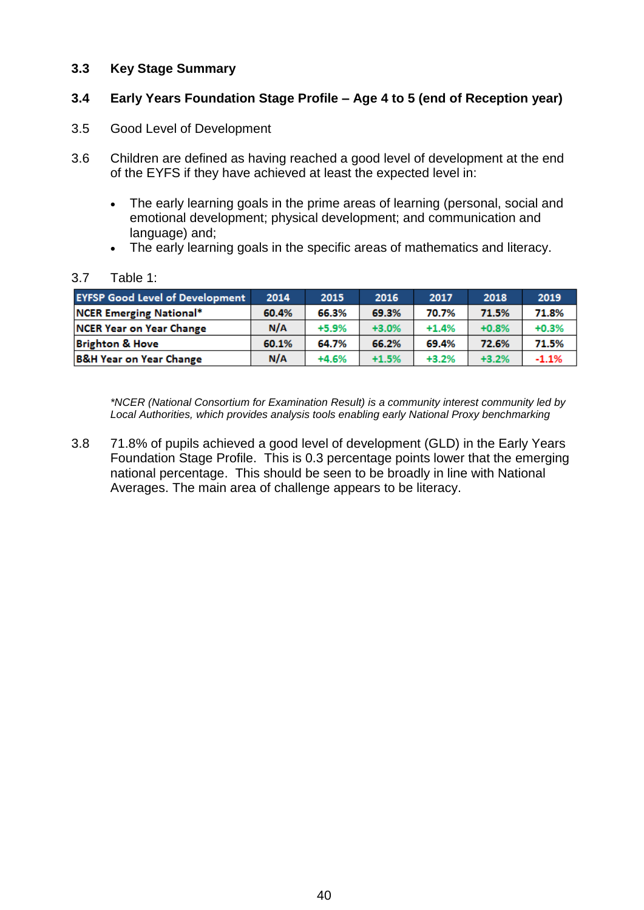**3.3 Key Stage Summary**

**3.4 Early Years Foundation Stage Profile – Age 4 to 5 (end of Reception year)**

3.5 Good Level of Development

3.6 Children are defined as having reached a good level of development at the end of the EYFS if they have achieved at least the expected level in:

- The early learning goals in the prime areas of learning (personal, social and emotional development; physical development; and communication and language) and;
- The early learning goals in the specific areas of mathematics and literacy.

3.7 Table 1:

| EYFSP Good Level of Development | 2014 | 2015 | 2016 | 2017 | 2018 | 2019 |
|---|---|---|---|---|---|---|
| NCER Emerging National* | 60.4% | 66.3% | 69.3% | 70.7% | 71.5% | 71.8% |
| NCER Year on Year Change | N/A | +5.9% | +3.0% | +1.4% | +0.8% | +0.3% |
| Brighton & Hove | 60.1% | 64.7% | 66.2% | 69.4% | 72.6% | 71.5% |
| B&H Year on Year Change | N/A | +4.6% | +1.5% | +3.2% | +3.2% | -1.1% |

*\*NCER (National Consortium for Examination Result) is a community interest community led by Local Authorities, which provides analysis tools enabling early National Proxy benchmarking*

3.8 71.8% of pupils achieved a good level of development (GLD) in the Early Years Foundation Stage Profile. This is 0.3 percentage points lower that the emerging national percentage. This should be seen to be broadly in line with National Averages. The main area of challenge appears to be literacy.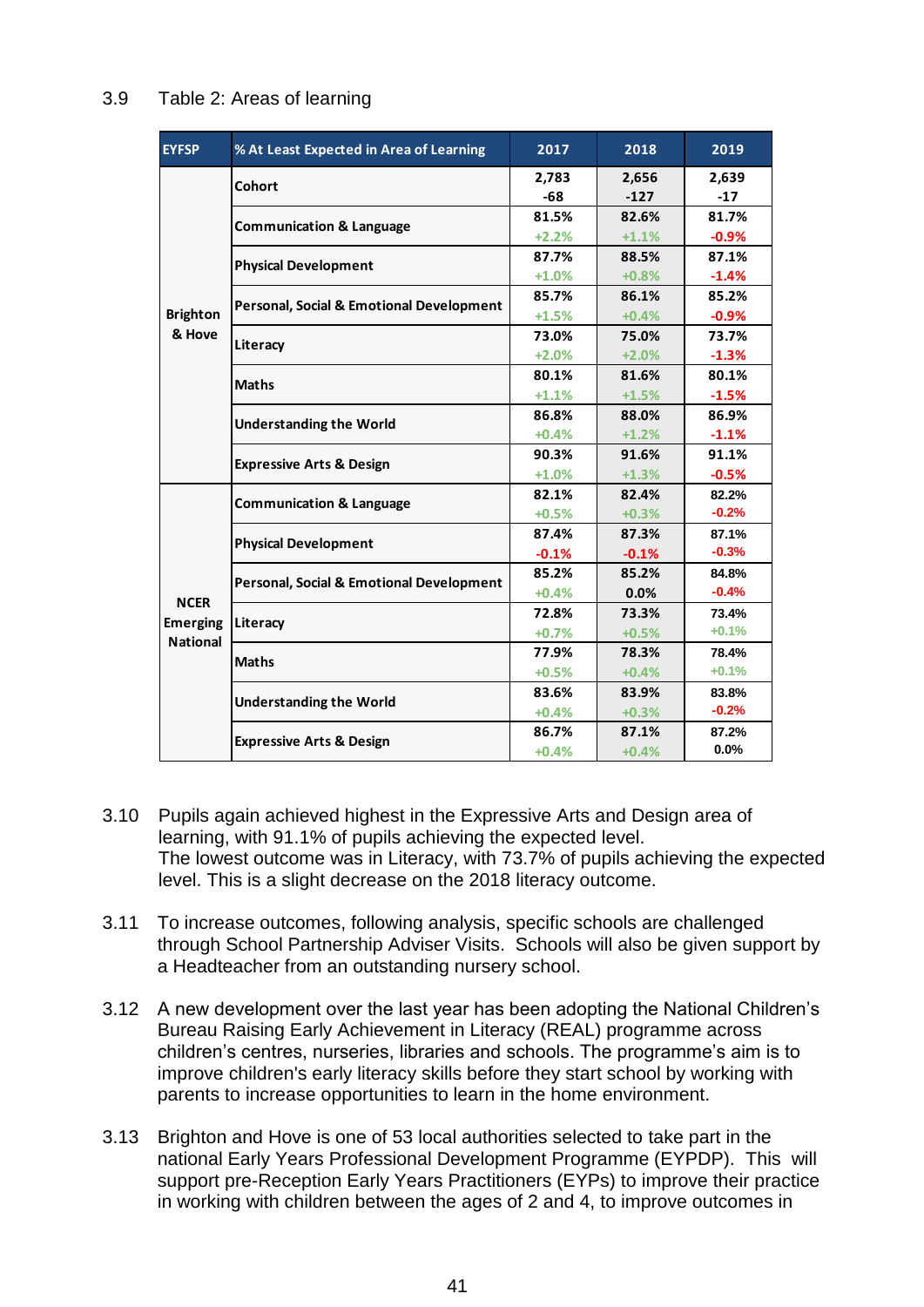3.9 Table 2: Areas of learning

| EYFSP | % At Least Expected in Area of Learning | 2017 | 2018 | 2019 |
|---|---|---|---|---|
| Brighton & Hove | Cohort | 2,783 -68 | 2,656 -127 | 2,639 -17 |
| | Communication & Language | 81.5% +2.2% | 82.6% +1.1% | 81.7% -0.9% |
| | Physical Development | 87.7% +1.0% | 88.5% +0.8% | 87.1% -1.4% |
| | Personal, Social & Emotional Development | 85.7% +1.5% | 86.1% +0.4% | 85.2% -0.9% |
| | Literacy | 73.0% +2.0% | 75.0% +2.0% | 73.7% -1.3% |
| | Maths | 80.1% +1.1% | 81.6% +1.5% | 80.1% -1.5% |
| | Understanding the World | 86.8% +0.4% | 88.0% +1.2% | 86.9% -1.1% |
| | Expressive Arts & Design | 90.3% +1.0% | 91.6% +1.3% | 91.1% -0.5% |
| NCER Emerging National | Communication & Language | 82.1% +0.5% | 82.4% +0.3% | 82.2% -0.2% |
| | Physical Development | 87.4% -0.1% | 87.3% -0.1% | 87.1% -0.3% |
| | Personal, Social & Emotional Development | 85.2% +0.4% | 85.2% 0.0% | 84.8% -0.4% |
| | Literacy | 72.8% +0.7% | 73.3% +0.5% | 73.4% +0.1% |
| | Maths | 77.9% +0.5% | 78.3% +0.4% | 78.4% +0.1% |
| | Understanding the World | 83.6% +0.4% | 83.9% +0.3% | 83.8% -0.2% |
| | Expressive Arts & Design | 86.7% +0.4% | 87.1% +0.4% | 87.2% 0.0% |

3.10 Pupils again achieved highest in the Expressive Arts and Design area of learning, with 91.1% of pupils achieving the expected level.
The lowest outcome was in Literacy, with 73.7% of pupils achieving the expected level. This is a slight decrease on the 2018 literacy outcome.

3.11 To increase outcomes, following analysis, specific schools are challenged through School Partnership Adviser Visits. Schools will also be given support by a Headteacher from an outstanding nursery school.

3.12 A new development over the last year has been adopting the National Children's Bureau Raising Early Achievement in Literacy (REAL) programme across children's centres, nurseries, libraries and schools. The programme's aim is to improve children's early literacy skills before they start school by working with parents to increase opportunities to learn in the home environment.

3.13 Brighton and Hove is one of 53 local authorities selected to take part in the national Early Years Professional Development Programme (EYPDP). This will support pre-Reception Early Years Practitioners (EYPs) to improve their practice in working with children between the ages of 2 and 4, to improve outcomes in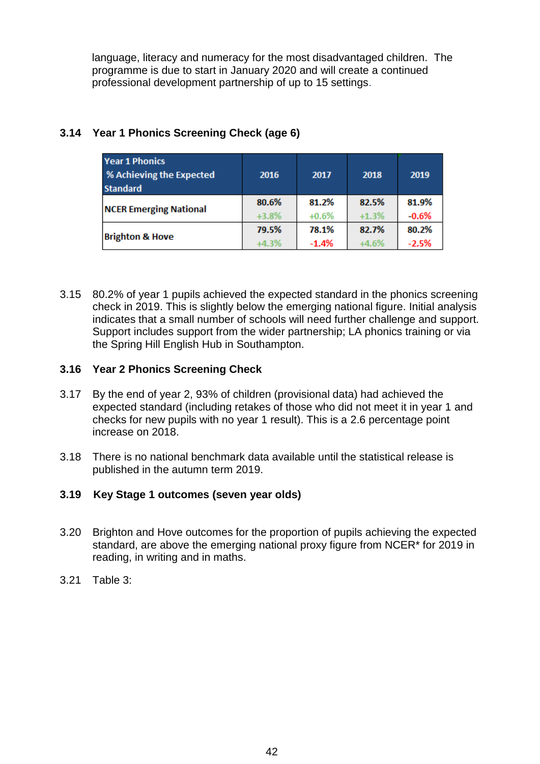language, literacy and numeracy for the most disadvantaged children. The programme is due to start in January 2020 and will create a continued professional development partnership of up to 15 settings.

**3.14 Year 1 Phonics Screening Check (age 6)**

| Year 1 Phonics % Achieving the Expected Standard | 2016 | 2017 | 2018 | 2019 |
|---|---|---|---|---|
| NCER Emerging National | 80.6% +3.8% | 81.2% +0.6% | 82.5% +1.3% | 81.9% -0.6% |
| Brighton & Hove | 79.5% +4.3% | 78.1% -1.4% | 82.7% +4.6% | 80.2% -2.5% |

3.15 80.2% of year 1 pupils achieved the expected standard in the phonics screening check in 2019. This is slightly below the emerging national figure. Initial analysis indicates that a small number of schools will need further challenge and support. Support includes support from the wider partnership; LA phonics training or via the Spring Hill English Hub in Southampton.

**3.16 Year 2 Phonics Screening Check**

3.17 By the end of year 2, 93% of children (provisional data) had achieved the expected standard (including retakes of those who did not meet it in year 1 and checks for new pupils with no year 1 result). This is a 2.6 percentage point increase on 2018.

3.18 There is no national benchmark data available until the statistical release is published in the autumn term 2019.

**3.19 Key Stage 1 outcomes (seven year olds)**

3.20 Brighton and Hove outcomes for the proportion of pupils achieving the expected standard, are above the emerging national proxy figure from NCER* for 2019 in reading, in writing and in maths.

3.21 Table 3: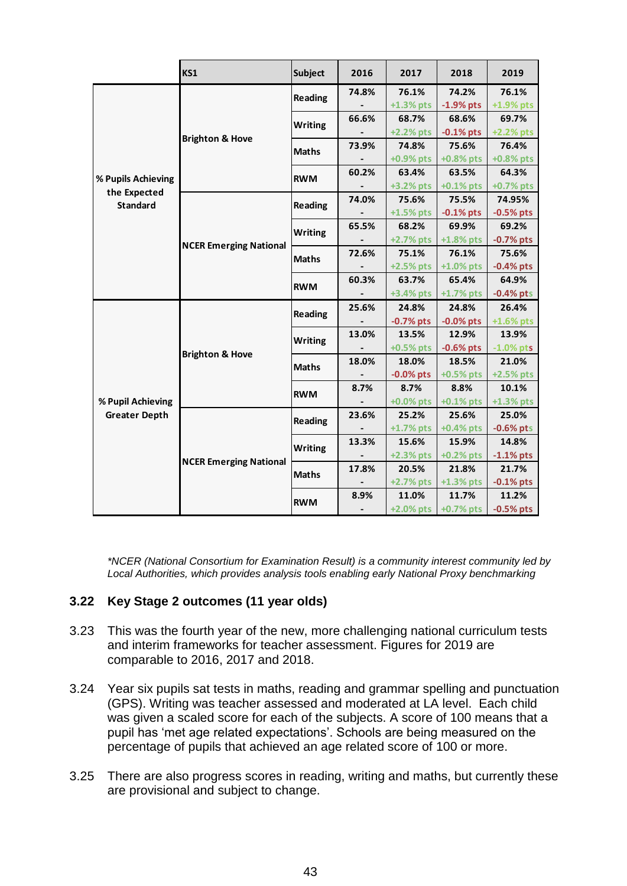| | KS1 | Subject | 2016 | 2017 | 2018 | 2019 |
|---|---|---|---|---|---|---|
| % Pupils Achieving the Expected Standard | Brighton & Hove | Reading | 74.8% - | 76.1% +1.3% pts | 74.2% -1.9% pts | 76.1% +1.9% pts |
| | | Writing | 66.6% - | 68.7% +2.2% pts | 68.6% -0.1% pts | 69.7% +2.2% pts |
| | | Maths | 73.9% - | 74.8% +0.9% pts | 75.6% +0.8% pts | 76.4% +0.8% pts |
| | | RWM | 60.2% - | 63.4% +3.2% pts | 63.5% +0.1% pts | 64.3% +0.7% pts |
| | NCER Emerging National | Reading | 74.0% - | 75.6% +1.5% pts | 75.5% -0.1% pts | 74.95% -0.5% pts |
| | | Writing | 65.5% - | 68.2% +2.7% pts | 69.9% +1.8% pts | 69.2% -0.7% pts |
| | | Maths | 72.6% - | 75.1% +2.5% pts | 76.1% +1.0% pts | 75.6% -0.4% pts |
| | | RWM | 60.3% - | 63.7% +3.4% pts | 65.4% +1.7% pts | 64.9% -0.4% pts |
| % Pupil Achieving Greater Depth | Brighton & Hove | Reading | 25.6% - | 24.8% -0.7% pts | 24.8% -0.0% pts | 26.4% +1.6% pts |
| | | Writing | 13.0% - | 13.5% +0.5% pts | 12.9% -0.6% pts | 13.9% -1.0% pts |
| | | Maths | 18.0% - | 18.0% -0.0% pts | 18.5% +0.5% pts | 21.0% +2.5% pts |
| | | RWM | 8.7% - | 8.7% +0.0% pts | 8.8% +0.1% pts | 10.1% +1.3% pts |
| | NCER Emerging National | Reading | 23.6% - | 25.2% +1.7% pts | 25.6% +0.4% pts | 25.0% -0.6% pts |
| | | Writing | 13.3% - | 15.6% +2.3% pts | 15.9% +0.2% pts | 14.8% -1.1% pts |
| | | Maths | 17.8% - | 20.5% +2.7% pts | 21.8% +1.3% pts | 21.7% -0.1% pts |
| | | RWM | 8.9% - | 11.0% +2.0% pts | 11.7% +0.7% pts | 11.2% -0.5% pts |

*\*NCER (National Consortium for Examination Result) is a community interest community led by Local Authorities, which provides analysis tools enabling early National Proxy benchmarking*

### 3.22 Key Stage 2 outcomes (11 year olds)

3.23 This was the fourth year of the new, more challenging national curriculum tests and interim frameworks for teacher assessment. Figures for 2019 are comparable to 2016, 2017 and 2018.

3.24 Year six pupils sat tests in maths, reading and grammar spelling and punctuation (GPS). Writing was teacher assessed and moderated at LA level. Each child was given a scaled score for each of the subjects. A score of 100 means that a pupil has 'met age related expectations'. Schools are being measured on the percentage of pupils that achieved an age related score of 100 or more.

3.25 There are also progress scores in reading, writing and maths, but currently these are provisional and subject to change.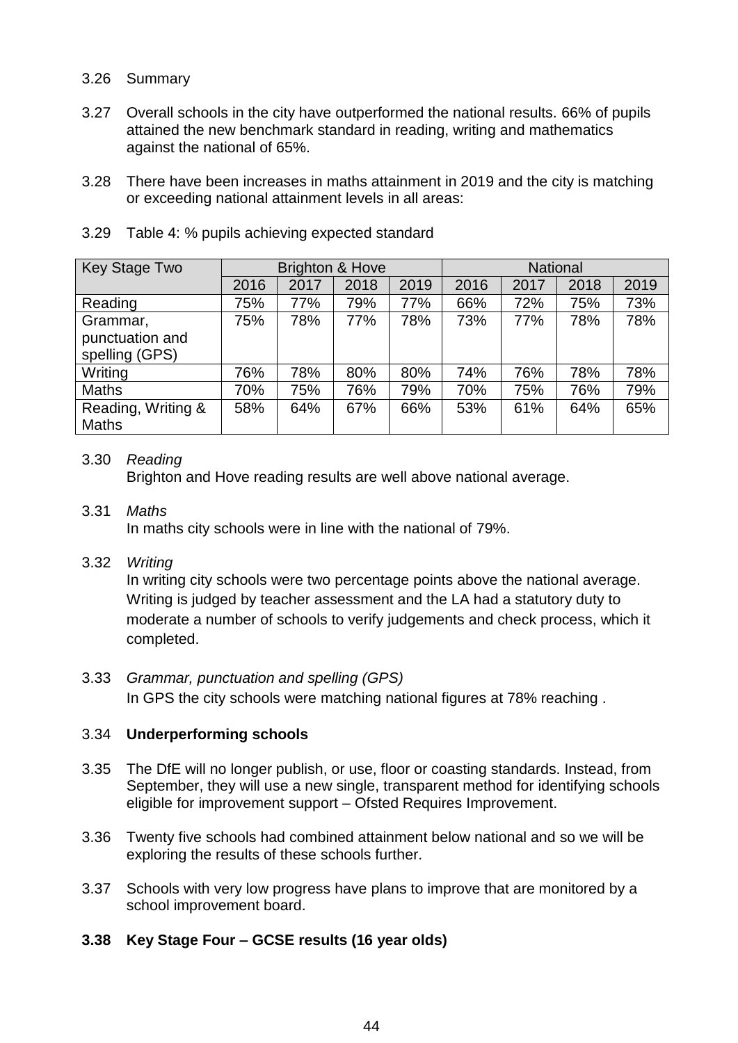3.26 Summary

3.27 Overall schools in the city have outperformed the national results. 66% of pupils attained the new benchmark standard in reading, writing and mathematics against the national of 65%.

3.28 There have been increases in maths attainment in 2019 and the city is matching or exceeding national attainment levels in all areas:

3.29 Table 4: % pupils achieving expected standard

| Key Stage Two | Brighton & Hove | | | | National | | | |
|---|---|---|---|---|---|---|---|---|
| | 2016 | 2017 | 2018 | 2019 | 2016 | 2017 | 2018 | 2019 |
| Reading | 75% | 77% | 79% | 77% | 66% | 72% | 75% | 73% |
| Grammar, punctuation and spelling (GPS) | 75% | 78% | 77% | 78% | 73% | 77% | 78% | 78% |
| Writing | 76% | 78% | 80% | 80% | 74% | 76% | 78% | 78% |
| Maths | 70% | 75% | 76% | 79% | 70% | 75% | 76% | 79% |
| Reading, Writing & Maths | 58% | 64% | 67% | 66% | 53% | 61% | 64% | 65% |

3.30 *Reading*
Brighton and Hove reading results are well above national average.

3.31 *Maths*
In maths city schools were in line with the national of 79%.

3.32 *Writing*
In writing city schools were two percentage points above the national average. Writing is judged by teacher assessment and the LA had a statutory duty to moderate a number of schools to verify judgements and check process, which it completed.

3.33 *Grammar, punctuation and spelling (GPS)*
In GPS the city schools were matching national figures at 78% reaching .

3.34 **Underperforming schools**

3.35 The DfE will no longer publish, or use, floor or coasting standards. Instead, from September, they will use a new single, transparent method for identifying schools eligible for improvement support – Ofsted Requires Improvement.

3.36 Twenty five schools had combined attainment below national and so we will be exploring the results of these schools further.

3.37 Schools with very low progress have plans to improve that are monitored by a school improvement board.

**3.38 Key Stage Four – GCSE results (16 year olds)**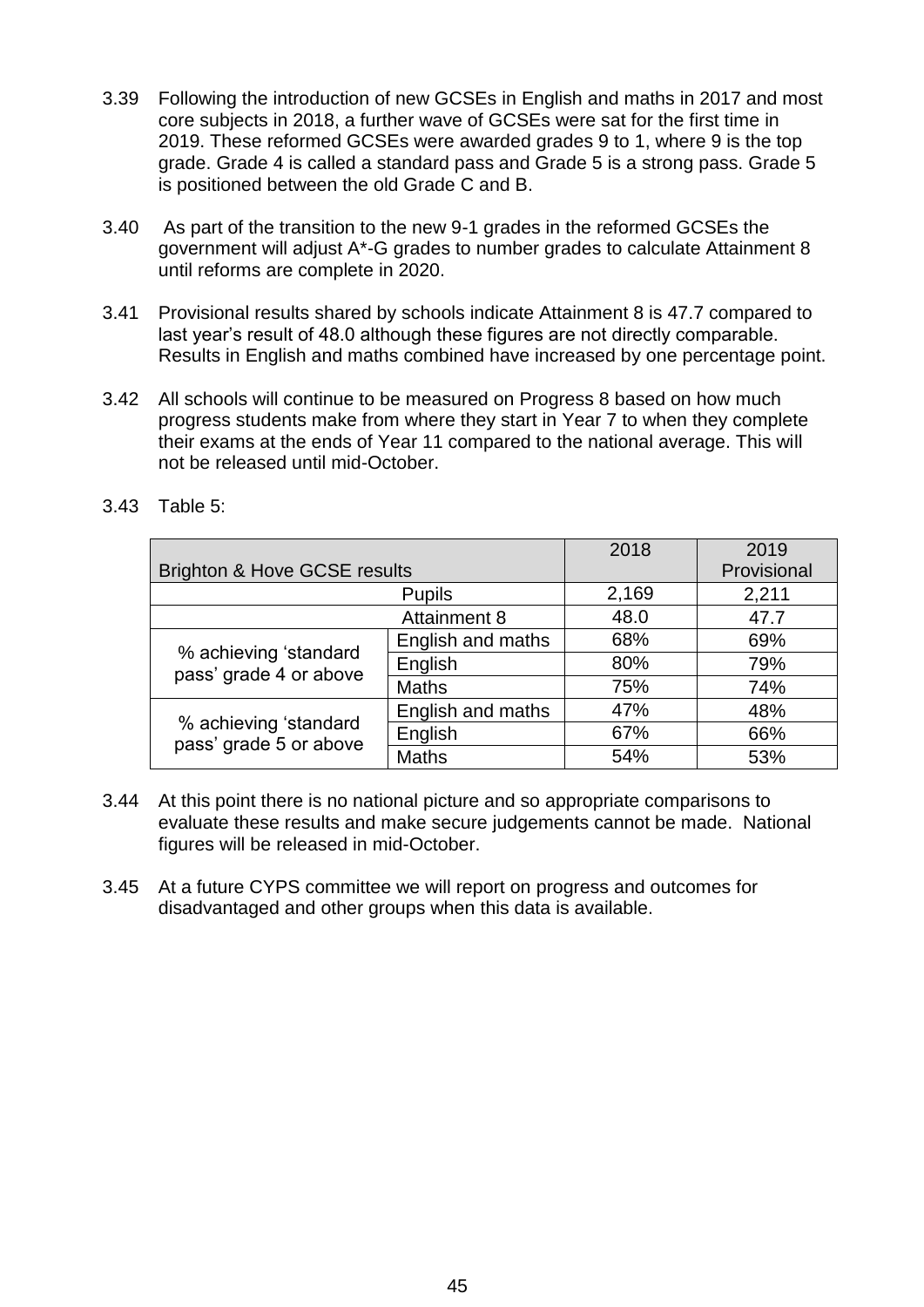3.39 Following the introduction of new GCSEs in English and maths in 2017 and most core subjects in 2018, a further wave of GCSEs were sat for the first time in 2019. These reformed GCSEs were awarded grades 9 to 1, where 9 is the top grade. Grade 4 is called a standard pass and Grade 5 is a strong pass. Grade 5 is positioned between the old Grade C and B.

3.40 As part of the transition to the new 9-1 grades in the reformed GCSEs the government will adjust A*-G grades to number grades to calculate Attainment 8 until reforms are complete in 2020.

3.41 Provisional results shared by schools indicate Attainment 8 is 47.7 compared to last year's result of 48.0 although these figures are not directly comparable. Results in English and maths combined have increased by one percentage point.

3.42 All schools will continue to be measured on Progress 8 based on how much progress students make from where they start in Year 7 to when they complete their exams at the ends of Year 11 compared to the national average. This will not be released until mid-October.

3.43 Table 5:

| Brighton & Hove GCSE results | | 2018 | 2019 Provisional |
|---|---|---|---|
| Pupils | | 2,169 | 2,211 |
| Attainment 8 | | 48.0 | 47.7 |
| % achieving 'standard pass' grade 4 or above | English and maths | 68% | 69% |
| | English | 80% | 79% |
| | Maths | 75% | 74% |
| % achieving 'standard pass' grade 5 or above | English and maths | 47% | 48% |
| | English | 67% | 66% |
| | Maths | 54% | 53% |

3.44 At this point there is no national picture and so appropriate comparisons to evaluate these results and make secure judgements cannot be made. National figures will be released in mid-October.

3.45 At a future CYPS committee we will report on progress and outcomes for disadvantaged and other groups when this data is available.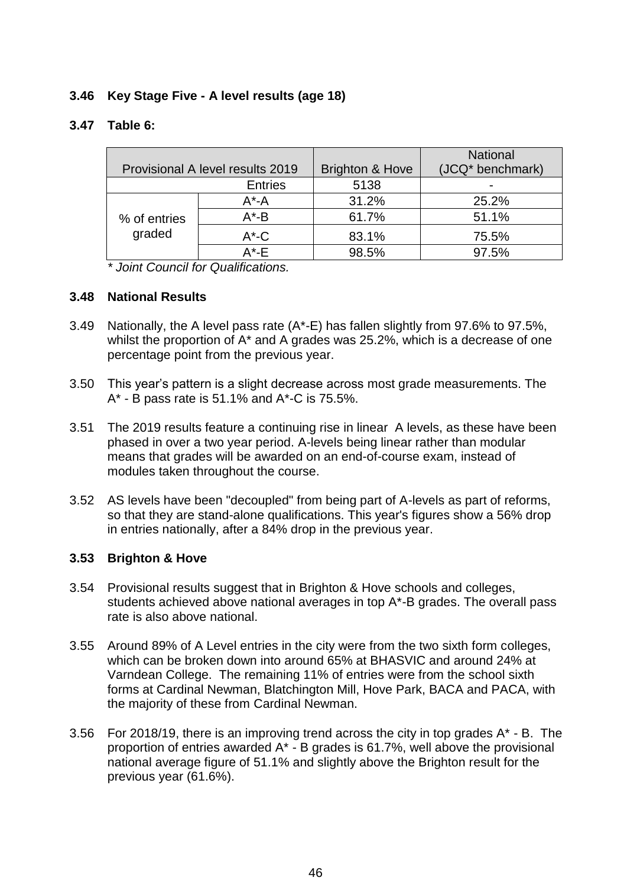**3.46 Key Stage Five - A level results (age 18)**

**3.47 Table 6:**

| Provisional A level results 2019 | | Brighton & Hove | National (JCQ* benchmark) |
|---|---|---|---|
| | Entries | 5138 | - |
| % of entries graded | A*-A | 31.2% | 25.2% |
| | A*-B | 61.7% | 51.1% |
| | A*-C | 83.1% | 75.5% |
| | A*-E | 98.5% | 97.5% |

*\* Joint Council for Qualifications.*

**3.48 National Results**

3.49 Nationally, the A level pass rate (A*-E) has fallen slightly from 97.6% to 97.5%, whilst the proportion of A* and A grades was 25.2%, which is a decrease of one percentage point from the previous year.

3.50 This year's pattern is a slight decrease across most grade measurements. The A* - B pass rate is 51.1% and A*-C is 75.5%.

3.51 The 2019 results feature a continuing rise in linear A levels, as these have been phased in over a two year period. A-levels being linear rather than modular means that grades will be awarded on an end-of-course exam, instead of modules taken throughout the course.

3.52 AS levels have been "decoupled" from being part of A-levels as part of reforms, so that they are stand-alone qualifications. This year's figures show a 56% drop in entries nationally, after a 84% drop in the previous year.

**3.53 Brighton & Hove**

3.54 Provisional results suggest that in Brighton & Hove schools and colleges, students achieved above national averages in top A*-B grades. The overall pass rate is also above national.

3.55 Around 89% of A Level entries in the city were from the two sixth form colleges, which can be broken down into around 65% at BHASVIC and around 24% at Varndean College. The remaining 11% of entries were from the school sixth forms at Cardinal Newman, Blatchington Mill, Hove Park, BACA and PACA, with the majority of these from Cardinal Newman.

3.56 For 2018/19, there is an improving trend across the city in top grades A* - B. The proportion of entries awarded A* - B grades is 61.7%, well above the provisional national average figure of 51.1% and slightly above the Brighton result for the previous year (61.6%).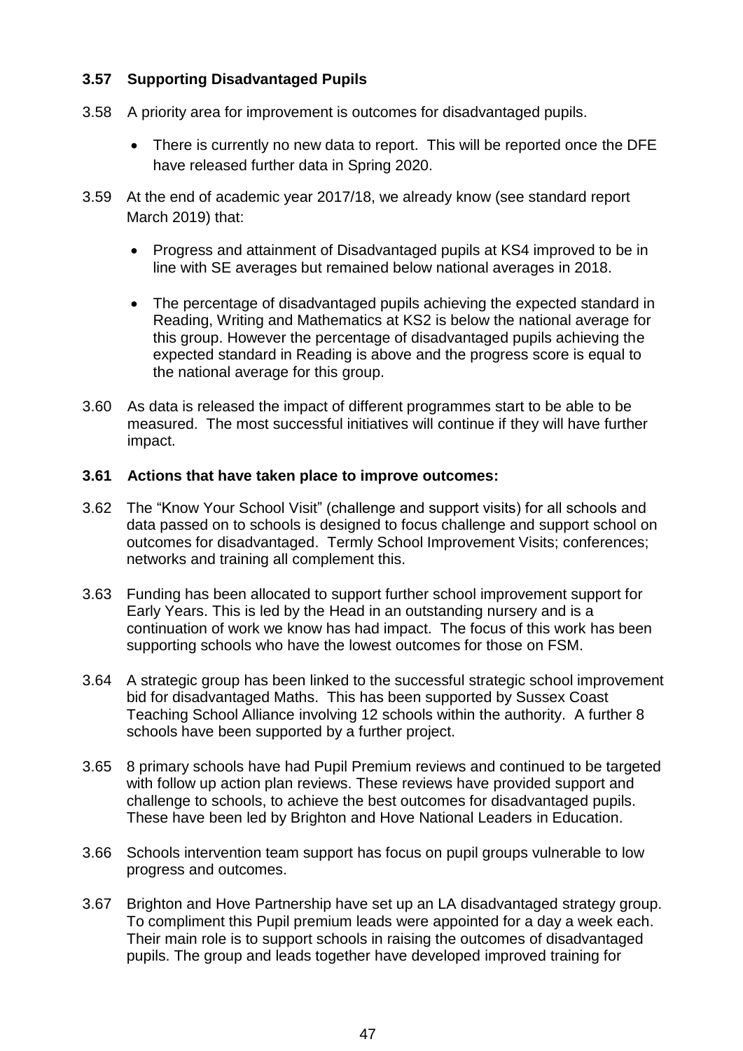### 3.57 Supporting Disadvantaged Pupils

3.58 A priority area for improvement is outcomes for disadvantaged pupils.

- There is currently no new data to report. This will be reported once the DFE have released further data in Spring 2020.

3.59 At the end of academic year 2017/18, we already know (see standard report March 2019) that:

- Progress and attainment of Disadvantaged pupils at KS4 improved to be in line with SE averages but remained below national averages in 2018.
- The percentage of disadvantaged pupils achieving the expected standard in Reading, Writing and Mathematics at KS2 is below the national average for this group. However the percentage of disadvantaged pupils achieving the expected standard in Reading is above and the progress score is equal to the national average for this group.

3.60 As data is released the impact of different programmes start to be able to be measured. The most successful initiatives will continue if they will have further impact.

### 3.61 Actions that have taken place to improve outcomes:

3.62 The "Know Your School Visit" (challenge and support visits) for all schools and data passed on to schools is designed to focus challenge and support school on outcomes for disadvantaged. Termly School Improvement Visits; conferences; networks and training all complement this.

3.63 Funding has been allocated to support further school improvement support for Early Years. This is led by the Head in an outstanding nursery and is a continuation of work we know has had impact. The focus of this work has been supporting schools who have the lowest outcomes for those on FSM.

3.64 A strategic group has been linked to the successful strategic school improvement bid for disadvantaged Maths. This has been supported by Sussex Coast Teaching School Alliance involving 12 schools within the authority. A further 8 schools have been supported by a further project.

3.65 8 primary schools have had Pupil Premium reviews and continued to be targeted with follow up action plan reviews. These reviews have provided support and challenge to schools, to achieve the best outcomes for disadvantaged pupils. These have been led by Brighton and Hove National Leaders in Education.

3.66 Schools intervention team support has focus on pupil groups vulnerable to low progress and outcomes.

3.67 Brighton and Hove Partnership have set up an LA disadvantaged strategy group. To compliment this Pupil premium leads were appointed for a day a week each. Their main role is to support schools in raising the outcomes of disadvantaged pupils. The group and leads together have developed improved training for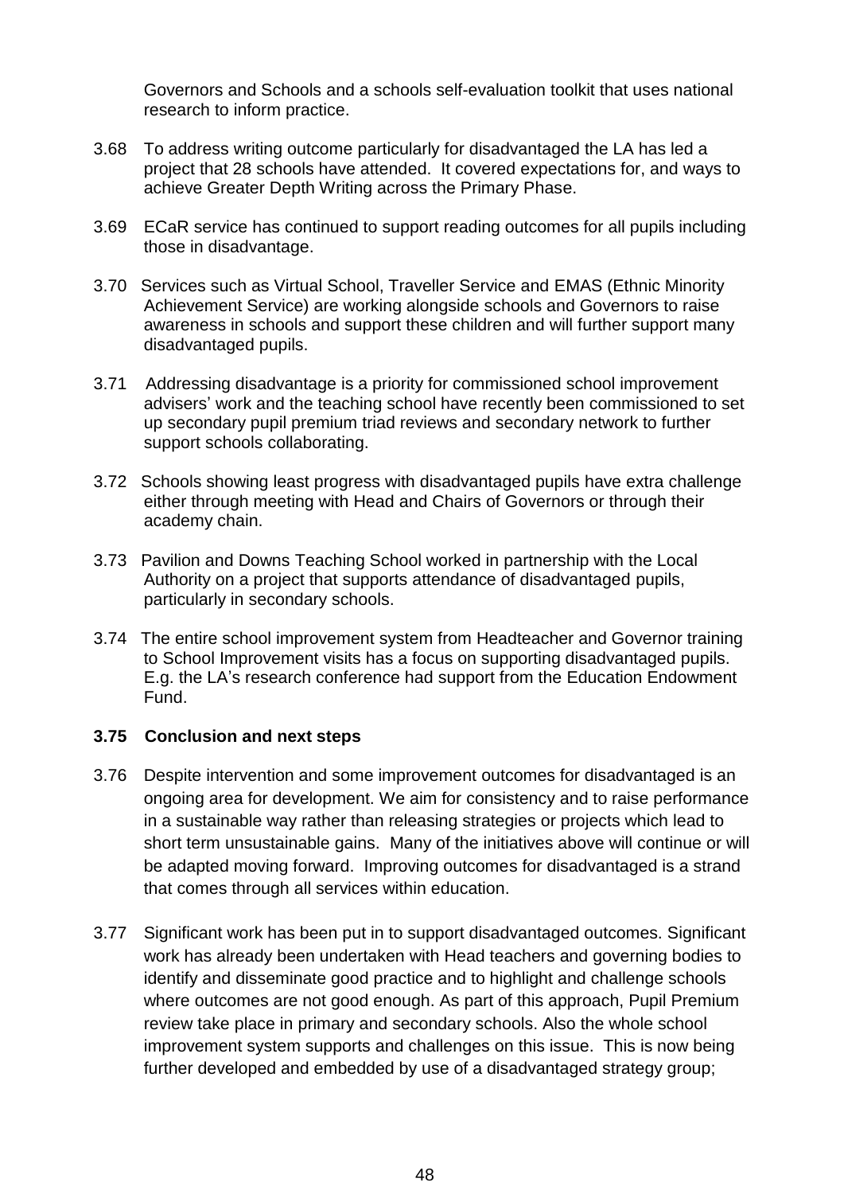Governors and Schools and a schools self-evaluation toolkit that uses national research to inform practice.

3.68 To address writing outcome particularly for disadvantaged the LA has led a project that 28 schools have attended. It covered expectations for, and ways to achieve Greater Depth Writing across the Primary Phase.

3.69 ECaR service has continued to support reading outcomes for all pupils including those in disadvantage.

3.70 Services such as Virtual School, Traveller Service and EMAS (Ethnic Minority Achievement Service) are working alongside schools and Governors to raise awareness in schools and support these children and will further support many disadvantaged pupils.

3.71 Addressing disadvantage is a priority for commissioned school improvement advisers' work and the teaching school have recently been commissioned to set up secondary pupil premium triad reviews and secondary network to further support schools collaborating.

3.72 Schools showing least progress with disadvantaged pupils have extra challenge either through meeting with Head and Chairs of Governors or through their academy chain.

3.73 Pavilion and Downs Teaching School worked in partnership with the Local Authority on a project that supports attendance of disadvantaged pupils, particularly in secondary schools.

3.74 The entire school improvement system from Headteacher and Governor training to School Improvement visits has a focus on supporting disadvantaged pupils. E.g. the LA's research conference had support from the Education Endowment Fund.

**3.75 Conclusion and next steps**

3.76 Despite intervention and some improvement outcomes for disadvantaged is an ongoing area for development. We aim for consistency and to raise performance in a sustainable way rather than releasing strategies or projects which lead to short term unsustainable gains. Many of the initiatives above will continue or will be adapted moving forward. Improving outcomes for disadvantaged is a strand that comes through all services within education.

3.77 Significant work has been put in to support disadvantaged outcomes. Significant work has already been undertaken with Head teachers and governing bodies to identify and disseminate good practice and to highlight and challenge schools where outcomes are not good enough. As part of this approach, Pupil Premium review take place in primary and secondary schools. Also the whole school improvement system supports and challenges on this issue. This is now being further developed and embedded by use of a disadvantaged strategy group;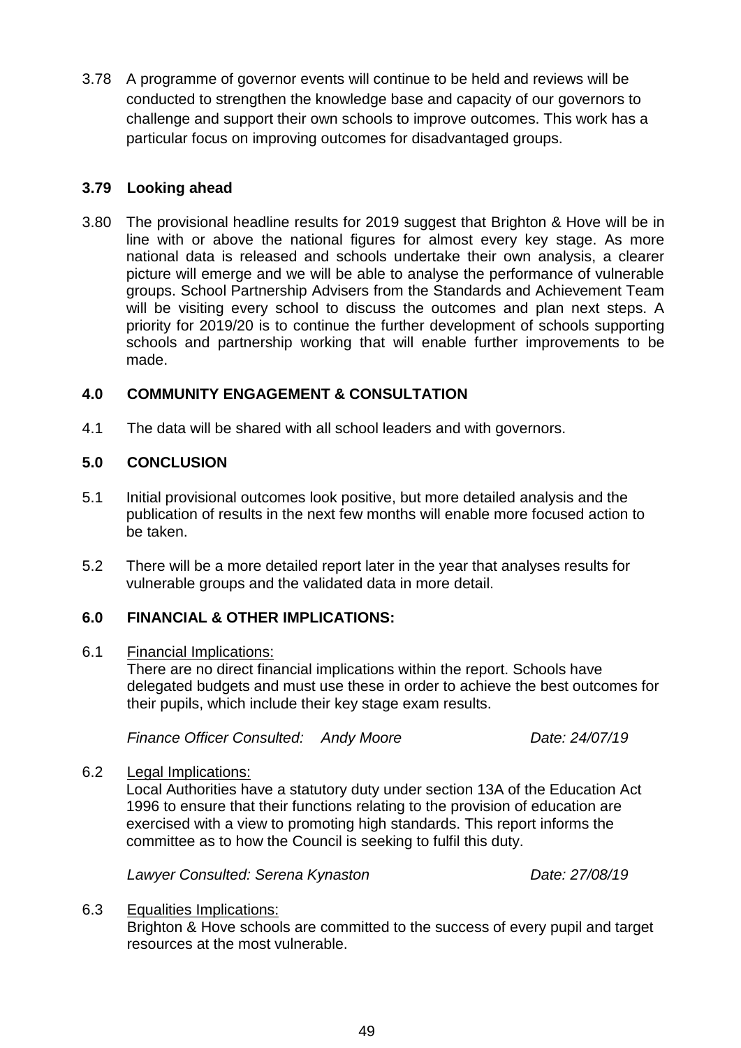3.78 A programme of governor events will continue to be held and reviews will be conducted to strengthen the knowledge base and capacity of our governors to challenge and support their own schools to improve outcomes. This work has a particular focus on improving outcomes for disadvantaged groups.

**3.79 Looking ahead**

3.80 The provisional headline results for 2019 suggest that Brighton & Hove will be in line with or above the national figures for almost every key stage. As more national data is released and schools undertake their own analysis, a clearer picture will emerge and we will be able to analyse the performance of vulnerable groups. School Partnership Advisers from the Standards and Achievement Team will be visiting every school to discuss the outcomes and plan next steps. A priority for 2019/20 is to continue the further development of schools supporting schools and partnership working that will enable further improvements to be made.

## 4.0 COMMUNITY ENGAGEMENT & CONSULTATION

4.1 The data will be shared with all school leaders and with governors.

## 5.0 CONCLUSION

5.1 Initial provisional outcomes look positive, but more detailed analysis and the publication of results in the next few months will enable more focused action to be taken.

5.2 There will be a more detailed report later in the year that analyses results for vulnerable groups and the validated data in more detail.

## 6.0 FINANCIAL & OTHER IMPLICATIONS:

6.1 Financial Implications:
There are no direct financial implications within the report. Schools have delegated budgets and must use these in order to achieve the best outcomes for their pupils, which include their key stage exam results.

*Finance Officer Consulted: Andy Moore* *Date: 24/07/19*

6.2 Legal Implications:
Local Authorities have a statutory duty under section 13A of the Education Act 1996 to ensure that their functions relating to the provision of education are exercised with a view to promoting high standards. This report informs the committee as to how the Council is seeking to fulfil this duty.

*Lawyer Consulted: Serena Kynaston* *Date: 27/08/19*

6.3 Equalities Implications:
Brighton & Hove schools are committed to the success of every pupil and target resources at the most vulnerable.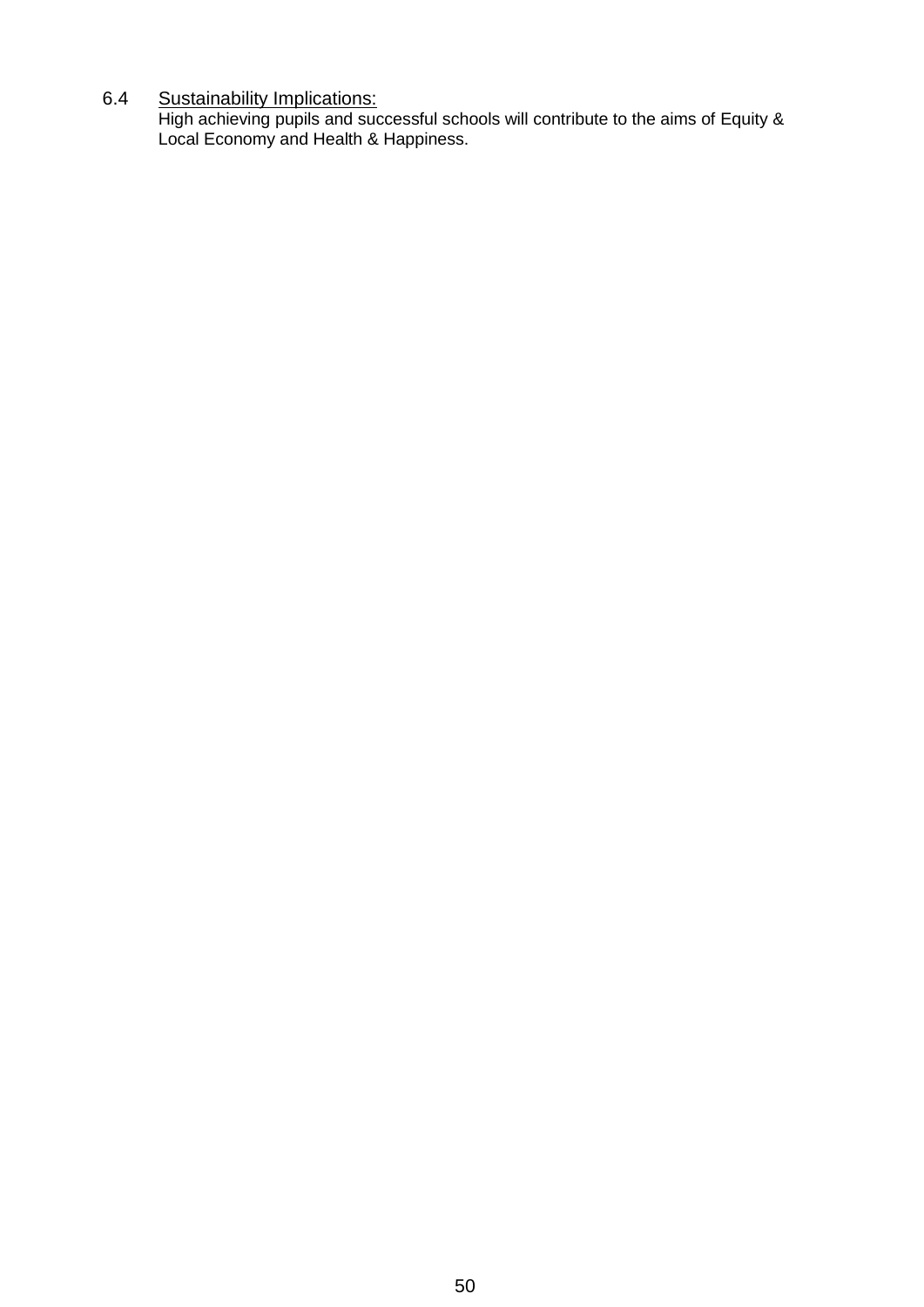6.4 <u>Sustainability Implications:</u>

High achieving pupils and successful schools will contribute to the aims of Equity & Local Economy and Health & Happiness.